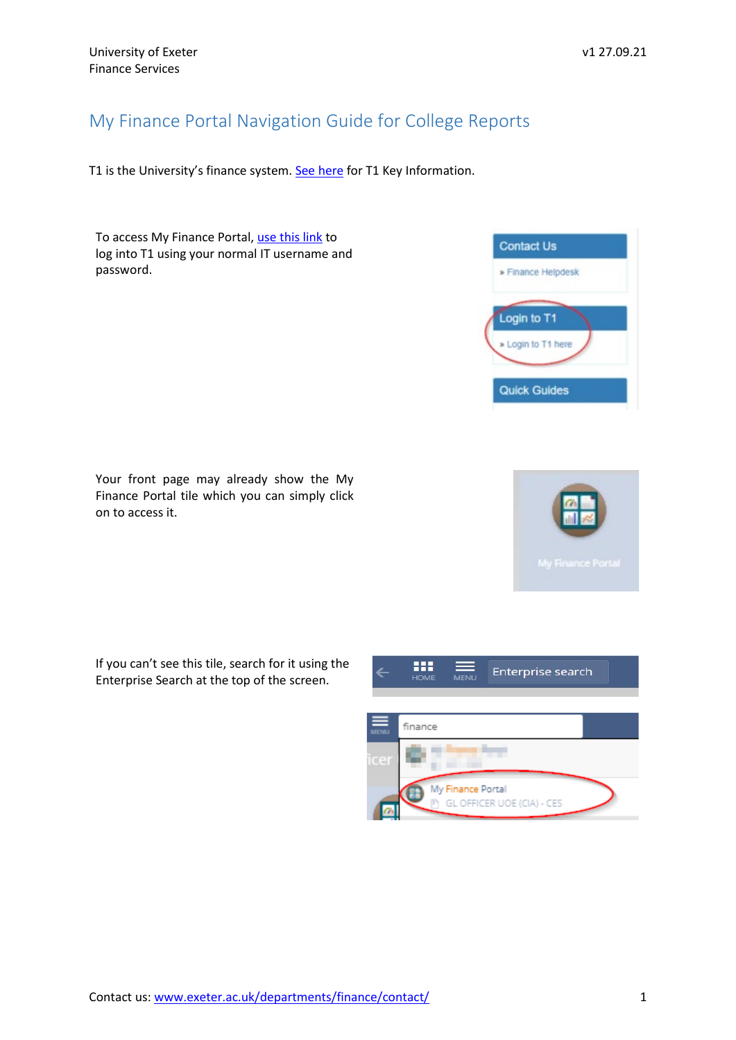University of Exeter
Finance Services

v1 27.09.21

# My Finance Portal Navigation Guide for College Reports

T1 is the University's finance system. See here for T1 Key Information.

To access My Finance Portal, use this link to log into T1 using your normal IT username and password.

Your front page may already show the My Finance Portal tile which you can simply click on to access it.

If you can't see this tile, search for it using the Enterprise Search at the top of the screen.

Contact us: www.exeter.ac.uk/departments/finance/contact/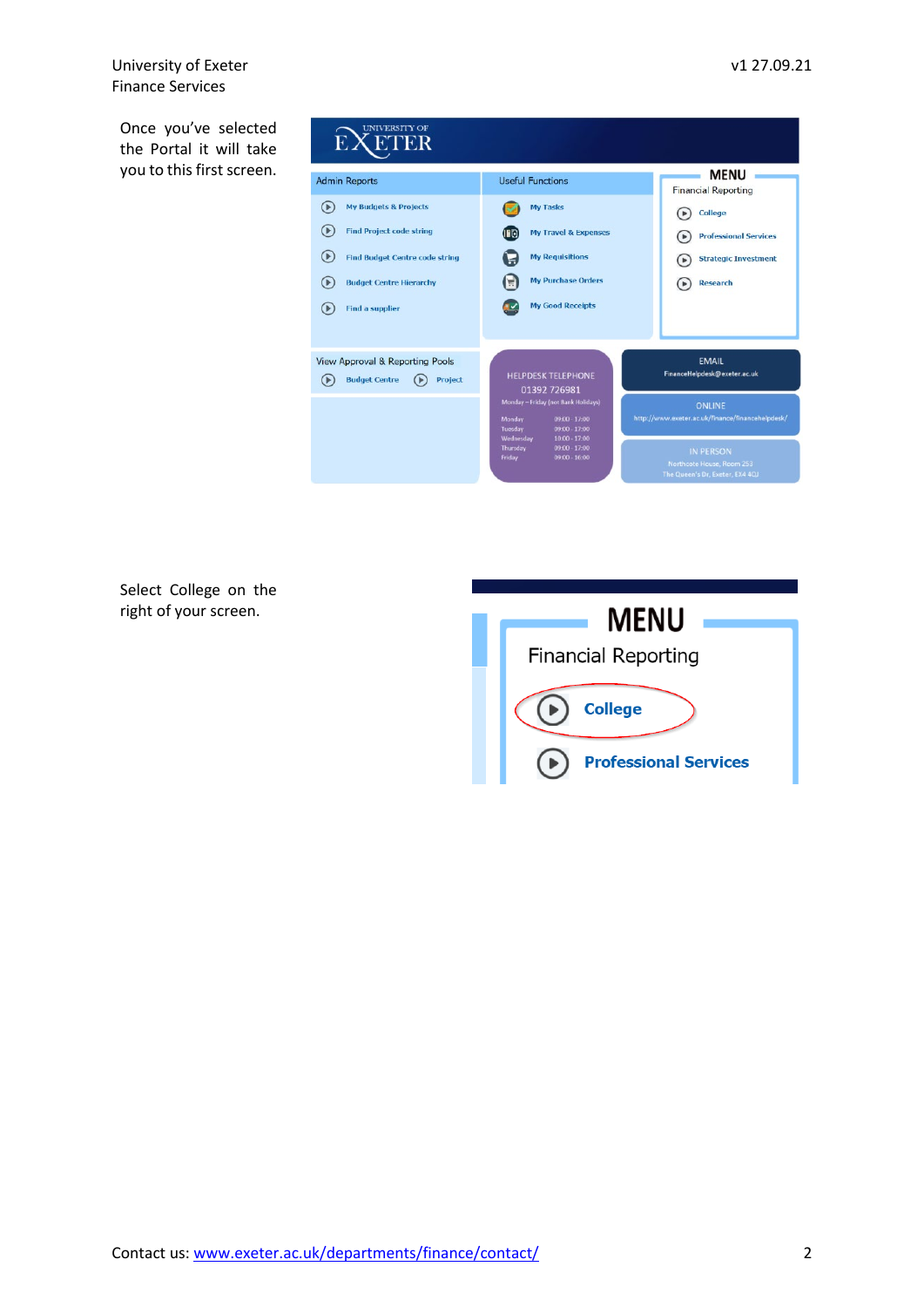Once you've selected the Portal it will take you to this first screen.

Select College on the right of your screen.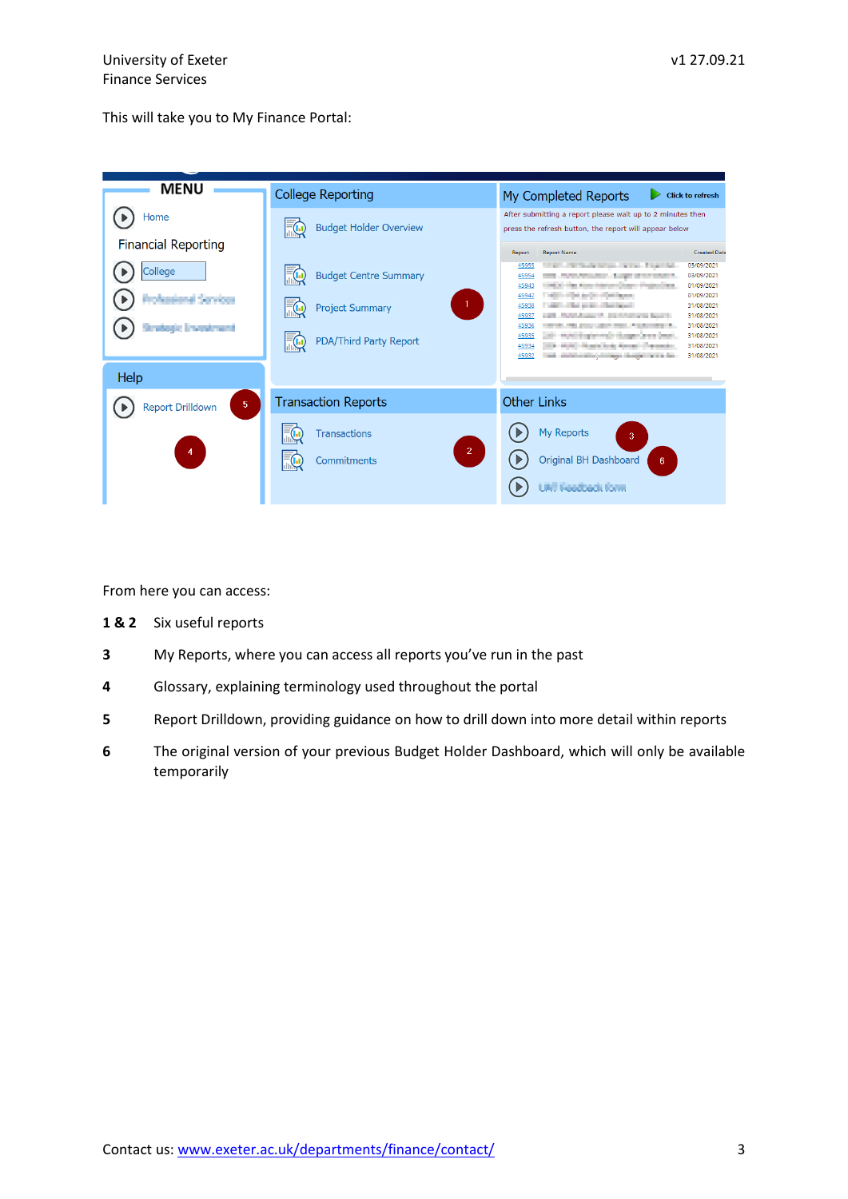This will take you to My Finance Portal:

MENU

Home

Financial Reporting

College

Help

Report Drilldown

College Reporting

Budget Holder Overview

Budget Centre Summary

Project Summary

PDA/Third Party Report

Transaction Reports

Transactions

Commitments

My Completed Reports

Click to refresh

After submitting a report please wait up to 2 minutes then press the refresh button, the report will appear below

Other Links

My Reports

Original BH Dashboard

From here you can access:

**1 & 2** Six useful reports

**3** My Reports, where you can access all reports you've run in the past

**4** Glossary, explaining terminology used throughout the portal

**5** Report Drilldown, providing guidance on how to drill down into more detail within reports

**6** The original version of your previous Budget Holder Dashboard, which will only be available temporarily

Contact us: [www.exeter.ac.uk/departments/finance/contact/](www.exeter.ac.uk/departments/finance/contact/)